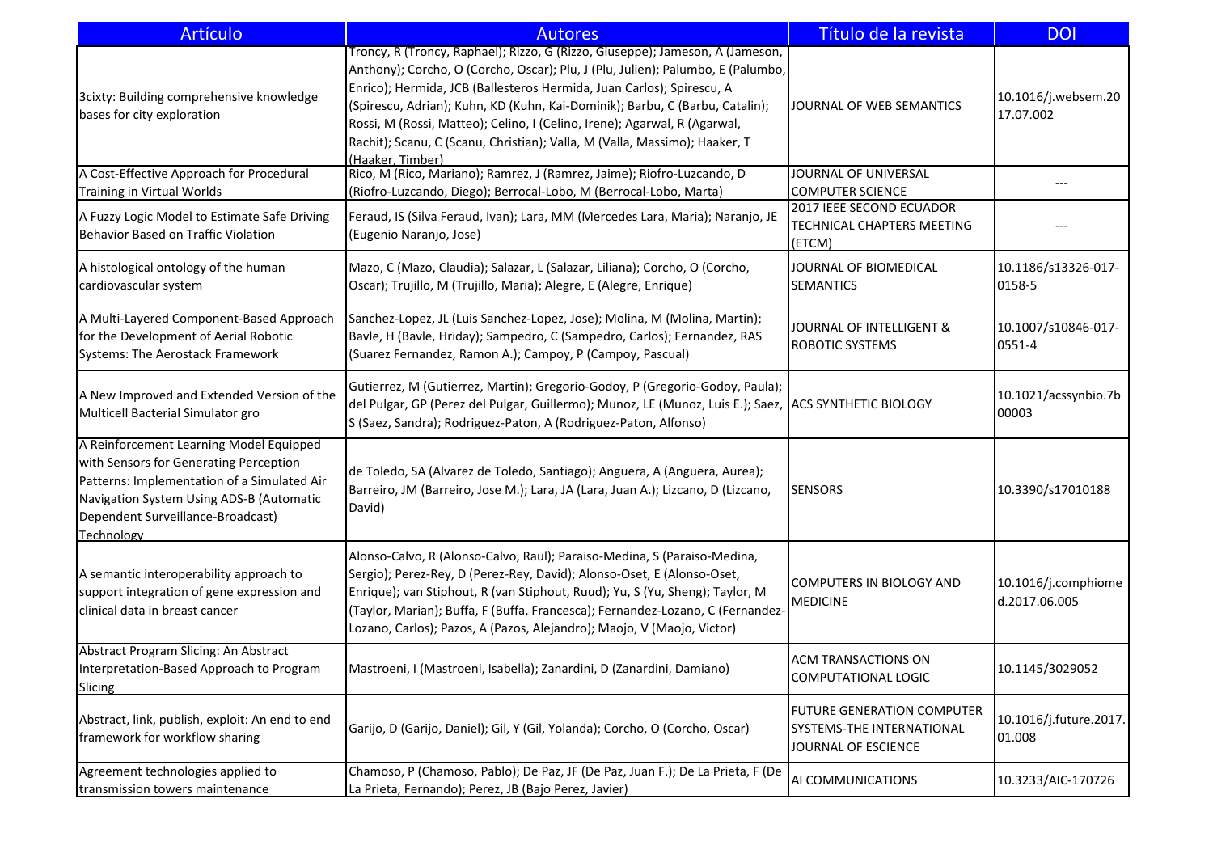| Artículo | Autores | Título de la revista | DOI |
|---|---|---|---|
| 3cixty: Building comprehensive knowledge bases for city exploration | Troncy, R (Troncy, Raphael); Rizzo, G (Rizzo, Giuseppe); Jameson, A (Jameson, Anthony); Corcho, O (Corcho, Oscar); Plu, J (Plu, Julien); Palumbo, E (Palumbo, Enrico); Hermida, JCB (Ballesteros Hermida, Juan Carlos); Spirescu, A (Spirescu, Adrian); Kuhn, KD (Kuhn, Kai-Dominik); Barbu, C (Barbu, Catalin); Rossi, M (Rossi, Matteo); Celino, I (Celino, Irene); Agarwal, R (Agarwal, Rachit); Scanu, C (Scanu, Christian); Valla, M (Valla, Massimo); Haaker, T (Haaker, Timber) | JOURNAL OF WEB SEMANTICS | 10.1016/j.websem.2017.07.002 |
| A Cost-Effective Approach for Procedural Training in Virtual Worlds | Rico, M (Rico, Mariano); Ramrez, J (Ramrez, Jaime); Riofro-Luzcando, D (Riofro-Luzcando, Diego); Berrocal-Lobo, M (Berrocal-Lobo, Marta) | JOURNAL OF UNIVERSAL COMPUTER SCIENCE | --- |
| A Fuzzy Logic Model to Estimate Safe Driving Behavior Based on Traffic Violation | Feraud, IS (Silva Feraud, Ivan); Lara, MM (Mercedes Lara, Maria); Naranjo, JE (Eugenio Naranjo, Jose) | 2017 IEEE SECOND ECUADOR TECHNICAL CHAPTERS MEETING (ETCM) | --- |
| A histological ontology of the human cardiovascular system | Mazo, C (Mazo, Claudia); Salazar, L (Salazar, Liliana); Corcho, O (Corcho, Oscar); Trujillo, M (Trujillo, Maria); Alegre, E (Alegre, Enrique) | JOURNAL OF BIOMEDICAL SEMANTICS | 10.1186/s13326-017-0158-5 |
| A Multi-Layered Component-Based Approach for the Development of Aerial Robotic Systems: The Aerostack Framework | Sanchez-Lopez, JL (Luis Sanchez-Lopez, Jose); Molina, M (Molina, Martin); Bavle, H (Bavle, Hriday); Sampedro, C (Sampedro, Carlos); Fernandez, RAS (Suarez Fernandez, Ramon A.); Campoy, P (Campoy, Pascual) | JOURNAL OF INTELLIGENT & ROBOTIC SYSTEMS | 10.1007/s10846-017-0551-4 |
| A New Improved and Extended Version of the Multicell Bacterial Simulator gro | Gutierrez, M (Gutierrez, Martin); Gregorio-Godoy, P (Gregorio-Godoy, Paula); del Pulgar, GP (Perez del Pulgar, Guillermo); Munoz, LE (Munoz, Luis E.); Saez, S (Saez, Sandra); Rodriguez-Paton, A (Rodriguez-Paton, Alfonso) | ACS SYNTHETIC BIOLOGY | 10.1021/acssynbio.7b00003 |
| A Reinforcement Learning Model Equipped with Sensors for Generating Perception Patterns: Implementation of a Simulated Air Navigation System Using ADS-B (Automatic Dependent Surveillance-Broadcast) Technology | de Toledo, SA (Alvarez de Toledo, Santiago); Anguera, A (Anguera, Aurea); Barreiro, JM (Barreiro, Jose M.); Lara, JA (Lara, Juan A.); Lizcano, D (Lizcano, David) | SENSORS | 10.3390/s17010188 |
| A semantic interoperability approach to support integration of gene expression and clinical data in breast cancer | Alonso-Calvo, R (Alonso-Calvo, Raul); Paraiso-Medina, S (Paraiso-Medina, Sergio); Perez-Rey, D (Perez-Rey, David); Alonso-Oset, E (Alonso-Oset, Enrique); van Stiphout, R (van Stiphout, Ruud); Yu, S (Yu, Sheng); Taylor, M (Taylor, Marian); Buffa, F (Buffa, Francesca); Fernandez-Lozano, C (Fernandez-Lozano, Carlos); Pazos, A (Pazos, Alejandro); Maojo, V (Maojo, Victor) | COMPUTERS IN BIOLOGY AND MEDICINE | 10.1016/j.compbiomed.2017.06.005 |
| Abstract Program Slicing: An Abstract Interpretation-Based Approach to Program Slicing | Mastroeni, I (Mastroeni, Isabella); Zanardini, D (Zanardini, Damiano) | ACM TRANSACTIONS ON COMPUTATIONAL LOGIC | 10.1145/3029052 |
| Abstract, link, publish, exploit: An end to end framework for workflow sharing | Garijo, D (Garijo, Daniel); Gil, Y (Gil, Yolanda); Corcho, O (Corcho, Oscar) | FUTURE GENERATION COMPUTER SYSTEMS-THE INTERNATIONAL JOURNAL OF ESCIENCE | 10.1016/j.future.2017.01.008 |
| Agreement technologies applied to transmission towers maintenance | Chamoso, P (Chamoso, Pablo); De Paz, JF (De Paz, Juan F.); De La Prieta, F (De La Prieta, Fernando); Perez, JB (Bajo Perez, Javier) | AI COMMUNICATIONS | 10.3233/AIC-170726 |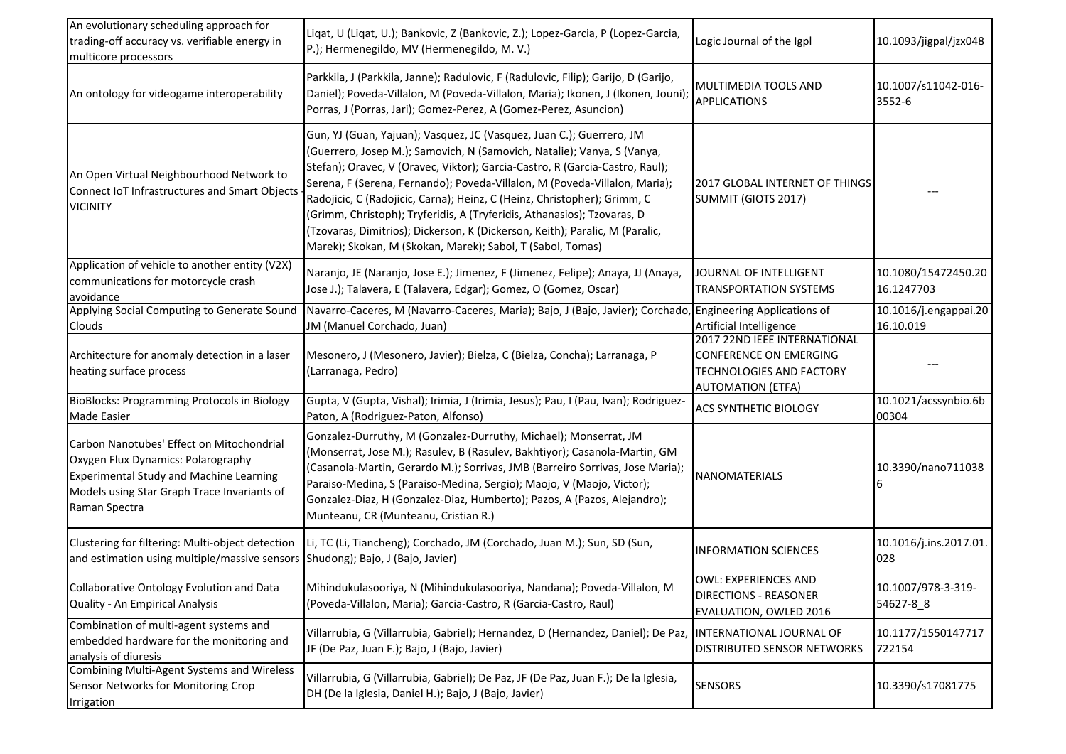| | | | |
|---|---|---|---|
| An evolutionary scheduling approach for trading-off accuracy vs. verifiable energy in multicore processors | Liqat, U (Liqat, U.); Bankovic, Z (Bankovic, Z.); Lopez-Garcia, P (Lopez-Garcia, P.); Hermenegildo, MV (Hermenegildo, M. V.) | Logic Journal of the Igpl | 10.1093/jigpal/jzx048 |
| An ontology for videogame interoperability | Parkkila, J (Parkkila, Janne); Radulovic, F (Radulovic, Filip); Garijo, D (Garijo, Daniel); Poveda-Villalon, M (Poveda-Villalon, Maria); Ikonen, J (Ikonen, Jouni); Porras, J (Porras, Jari); Gomez-Perez, A (Gomez-Perez, Asuncion) | MULTIMEDIA TOOLS AND APPLICATIONS | 10.1007/s11042-016-3552-6 |
| An Open Virtual Neighbourhood Network to Connect IoT Infrastructures and Smart Objects - VICINITY | Gun, YJ (Guan, Yajuan); Vasquez, JC (Vasquez, Juan C.); Guerrero, JM (Guerrero, Josep M.); Samovich, N (Samovich, Natalie); Vanya, S (Vanya, Stefan); Oravec, V (Oravec, Viktor); Garcia-Castro, R (Garcia-Castro, Raul); Serena, F (Serena, Fernando); Poveda-Villalon, M (Poveda-Villalon, Maria); Radojicic, C (Radojicic, Carna); Heinz, C (Heinz, Christopher); Grimm, C (Grimm, Christoph); Tryferidis, A (Tryferidis, Athanasios); Tzovaras, D (Tzovaras, Dimitrios); Dickerson, K (Dickerson, Keith); Paralic, M (Paralic, Marek); Skokan, M (Skokan, Marek); Sabol, T (Sabol, Tomas) | 2017 GLOBAL INTERNET OF THINGS SUMMIT (GIOTS 2017) | --- |
| Application of vehicle to another entity (V2X) communications for motorcycle crash avoidance | Naranjo, JE (Naranjo, Jose E.); Jimenez, F (Jimenez, Felipe); Anaya, JJ (Anaya, Jose J.); Talavera, E (Talavera, Edgar); Gomez, O (Gomez, Oscar) | JOURNAL OF INTELLIGENT TRANSPORTATION SYSTEMS | 10.1080/15472450.2016.1247703 |
| Applying Social Computing to Generate Sound Clouds | Navarro-Caceres, M (Navarro-Caceres, Maria); Bajo, J (Bajo, Javier); Corchado, JM (Manuel Corchado, Juan) | Engineering Applications of Artificial Intelligence | 10.1016/j.engappai.2016.10.019 |
| Architecture for anomaly detection in a laser heating surface process | Mesonero, J (Mesonero, Javier); Bielza, C (Bielza, Concha); Larranaga, P (Larranaga, Pedro) | 2017 22ND IEEE INTERNATIONAL CONFERENCE ON EMERGING TECHNOLOGIES AND FACTORY AUTOMATION (ETFA) | --- |
| BioBlocks: Programming Protocols in Biology Made Easier | Gupta, V (Gupta, Vishal); Irimia, J (Irimia, Jesus); Pau, I (Pau, Ivan); Rodriguez-Paton, A (Rodriguez-Paton, Alfonso) | ACS SYNTHETIC BIOLOGY | 10.1021/acssynbio.6b00304 |
| Carbon Nanotubes' Effect on Mitochondrial Oxygen Flux Dynamics: Polarography Experimental Study and Machine Learning Models using Star Graph Trace Invariants of Raman Spectra | Gonzalez-Durruthy, M (Gonzalez-Durruthy, Michael); Monserrat, JM (Monserrat, Jose M.); Rasulev, B (Rasulev, Bakhtiyor); Casanola-Martin, GM (Casanola-Martin, Gerardo M.); Sorrivas, JMB (Barreiro Sorrivas, Jose Maria); Paraiso-Medina, S (Paraiso-Medina, Sergio); Maojo, V (Maojo, Victor); Gonzalez-Diaz, H (Gonzalez-Diaz, Humberto); Pazos, A (Pazos, Alejandro); Munteanu, CR (Munteanu, Cristian R.) | NANOMATERIALS | 10.3390/nano7110386 |
| Clustering for filtering: Multi-object detection and estimation using multiple/massive sensors | Li, TC (Li, Tiancheng); Corchado, JM (Corchado, Juan M.); Sun, SD (Sun, Shudong); Bajo, J (Bajo, Javier) | INFORMATION SCIENCES | 10.1016/j.ins.2017.01.028 |
| Collaborative Ontology Evolution and Data Quality - An Empirical Analysis | Mihindukulasooriya, N (Mihindukulasooriya, Nandana); Poveda-Villalon, M (Poveda-Villalon, Maria); Garcia-Castro, R (Garcia-Castro, Raul) | OWL: EXPERIENCES AND DIRECTIONS - REASONER EVALUATION, OWLED 2016 | 10.1007/978-3-319-54627-8_8 |
| Combination of multi-agent systems and embedded hardware for the monitoring and analysis of diuresis | Villarrubia, G (Villarrubia, Gabriel); Hernandez, D (Hernandez, Daniel); De Paz, JF (De Paz, Juan F.); Bajo, J (Bajo, Javier) | INTERNATIONAL JOURNAL OF DISTRIBUTED SENSOR NETWORKS | 10.1177/1550147717722154 |
| Combining Multi-Agent Systems and Wireless Sensor Networks for Monitoring Crop Irrigation | Villarrubia, G (Villarrubia, Gabriel); De Paz, JF (De Paz, Juan F.); De la Iglesia, DH (De la Iglesia, Daniel H.); Bajo, J (Bajo, Javier) | SENSORS | 10.3390/s17081775 |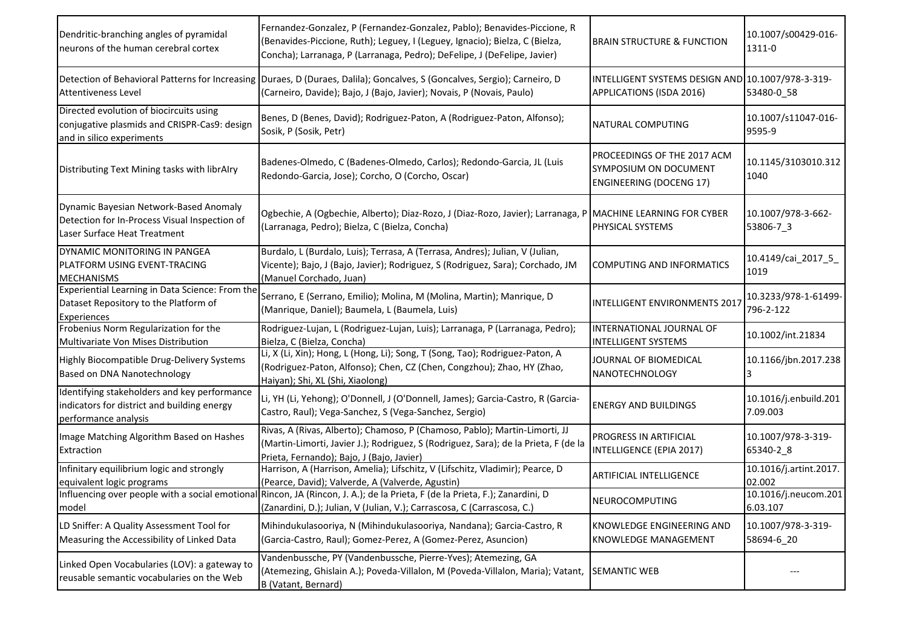| | | | |
|---|---|---|---|
| Dendritic-branching angles of pyramidal neurons of the human cerebral cortex | Fernandez-Gonzalez, P (Fernandez-Gonzalez, Pablo); Benavides-Piccione, R (Benavides-Piccione, Ruth); Leguey, I (Leguey, Ignacio); Bielza, C (Bielza, Concha); Larranaga, P (Larranaga, Pedro); DeFelipe, J (DeFelipe, Javier) | BRAIN STRUCTURE & FUNCTION | 10.1007/s00429-016-1311-0 |
| Detection of Behavioral Patterns for Increasing Attentiveness Level | Duraes, D (Duraes, Dalila); Goncalves, S (Goncalves, Sergio); Carneiro, D (Carneiro, Davide); Bajo, J (Bajo, Javier); Novais, P (Novais, Paulo) | INTELLIGENT SYSTEMS DESIGN AND APPLICATIONS (ISDA 2016) | 10.1007/978-3-319-53480-0_58 |
| Directed evolution of biocircuits using conjugative plasmids and CRISPR-Cas9: design and in silico experiments | Benes, D (Benes, David); Rodriguez-Paton, A (Rodriguez-Paton, Alfonso); Sosik, P (Sosik, Petr) | NATURAL COMPUTING | 10.1007/s11047-016-9595-9 |
| Distributing Text Mining tasks with librAIry | Badenes-Olmedo, C (Badenes-Olmedo, Carlos); Redondo-Garcia, JL (Luis Redondo-Garcia, Jose); Corcho, O (Corcho, Oscar) | PROCEEDINGS OF THE 2017 ACM SYMPOSIUM ON DOCUMENT ENGINEERING (DOCENG 17) | 10.1145/3103010.3121040 |
| Dynamic Bayesian Network-Based Anomaly Detection for In-Process Visual Inspection of Laser Surface Heat Treatment | Ogbechie, A (Ogbechie, Alberto); Diaz-Rozo, J (Diaz-Rozo, Javier); Larranaga, P (Larranaga, Pedro); Bielza, C (Bielza, Concha) | MACHINE LEARNING FOR CYBER PHYSICAL SYSTEMS | 10.1007/978-3-662-53806-7_3 |
| DYNAMIC MONITORING IN PANGEA PLATFORM USING EVENT-TRACING MECHANISMS | Burdalo, L (Burdalo, Luis); Terrasa, A (Terrasa, Andres); Julian, V (Julian, Vicente); Bajo, J (Bajo, Javier); Rodriguez, S (Rodriguez, Sara); Corchado, JM (Manuel Corchado, Juan) | COMPUTING AND INFORMATICS | 10.4149/cai_2017_5_1019 |
| Experiential Learning in Data Science: From the Dataset Repository to the Platform of Experiences | Serrano, E (Serrano, Emilio); Molina, M (Molina, Martin); Manrique, D (Manrique, Daniel); Baumela, L (Baumela, Luis) | INTELLIGENT ENVIRONMENTS 2017 | 10.3233/978-1-61499-796-2-122 |
| Frobenius Norm Regularization for the Multivariate Von Mises Distribution | Rodriguez-Lujan, L (Rodriguez-Lujan, Luis); Larranaga, P (Larranaga, Pedro); Bielza, C (Bielza, Concha) | INTERNATIONAL JOURNAL OF INTELLIGENT SYSTEMS | 10.1002/int.21834 |
| Highly Biocompatible Drug-Delivery Systems Based on DNA Nanotechnology | Li, X (Li, Xin); Hong, L (Hong, Li); Song, T (Song, Tao); Rodriguez-Paton, A (Rodriguez-Paton, Alfonso); Chen, CZ (Chen, Congzhou); Zhao, HY (Zhao, Haiyan); Shi, XL (Shi, Xiaolong) | JOURNAL OF BIOMEDICAL NANOTECHNOLOGY | 10.1166/jbn.2017.2383 |
| Identifying stakeholders and key performance indicators for district and building energy performance analysis | Li, YH (Li, Yehong); O'Donnell, J (O'Donnell, James); Garcia-Castro, R (Garcia-Castro, Raul); Vega-Sanchez, S (Vega-Sanchez, Sergio) | ENERGY AND BUILDINGS | 10.1016/j.enbuild.2017.09.003 |
| Image Matching Algorithm Based on Hashes Extraction | Rivas, A (Rivas, Alberto); Chamoso, P (Chamoso, Pablo); Martin-Limorti, JJ (Martin-Limorti, Javier J.); Rodriguez, S (Rodriguez, Sara); de la Prieta, F (de la Prieta, Fernando); Bajo, J (Bajo, Javier) | PROGRESS IN ARTIFICIAL INTELLIGENCE (EPIA 2017) | 10.1007/978-3-319-65340-2_8 |
| Infinitary equilibrium logic and strongly equivalent logic programs | Harrison, A (Harrison, Amelia); Lifschitz, V (Lifschitz, Vladimir); Pearce, D (Pearce, David); Valverde, A (Valverde, Agustin) | ARTIFICIAL INTELLIGENCE | 10.1016/j.artint.2017.02.002 |
| Influencing over people with a social emotional model | Rincon, JA (Rincon, J. A.); de la Prieta, F (de la Prieta, F.); Zanardini, D (Zanardini, D.); Julian, V (Julian, V.); Carrascosa, C (Carrascosa, C.) | NEUROCOMPUTING | 10.1016/j.neucom.2016.03.107 |
| LD Sniffer: A Quality Assessment Tool for Measuring the Accessibility of Linked Data | Mihindukulasooriya, N (Mihindukulasooriya, Nandana); Garcia-Castro, R (Garcia-Castro, Raul); Gomez-Perez, A (Gomez-Perez, Asuncion) | KNOWLEDGE ENGINEERING AND KNOWLEDGE MANAGEMENT | 10.1007/978-3-319-58694-6_20 |
| Linked Open Vocabularies (LOV): a gateway to reusable semantic vocabularies on the Web | Vandenbussche, PY (Vandenbussche, Pierre-Yves); Atemezing, GA (Atemezing, Ghislain A.); Poveda-Villalon, M (Poveda-Villalon, Maria); Vatant, B (Vatant, Bernard) | SEMANTIC WEB | --- |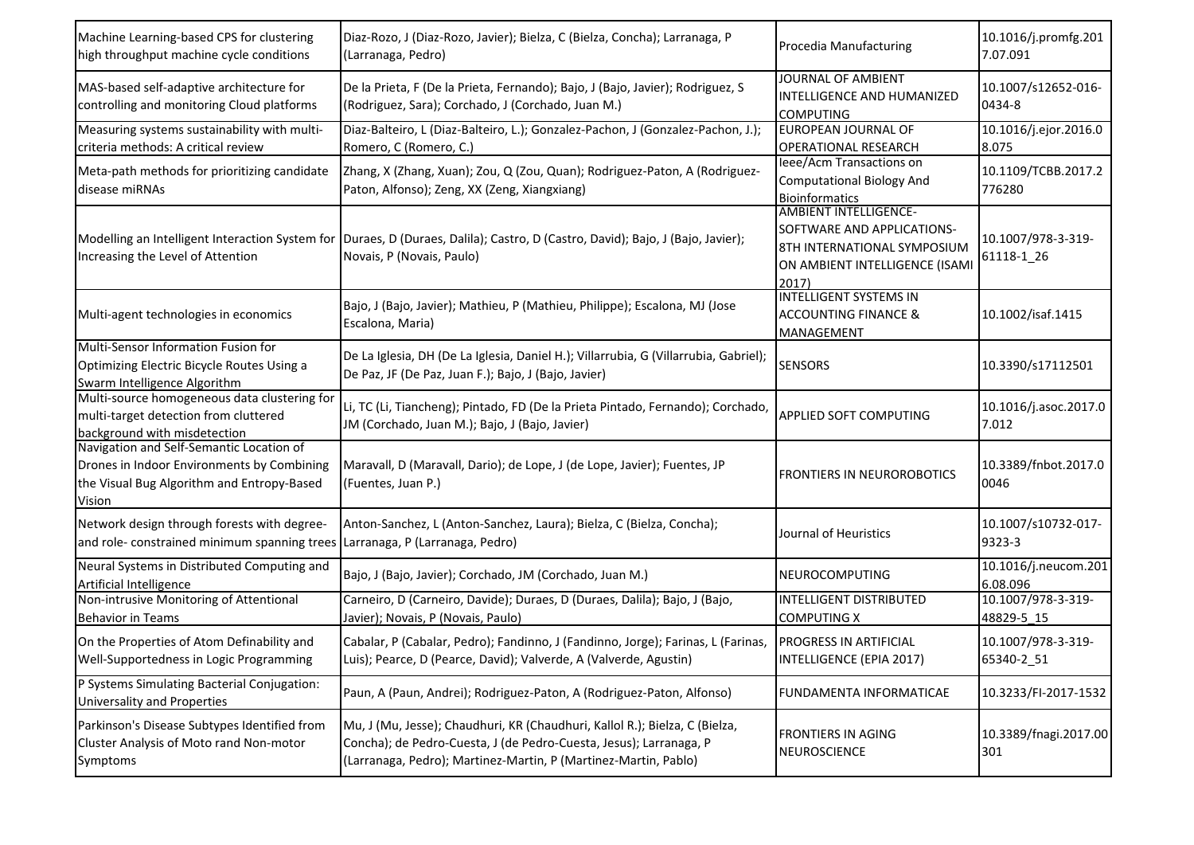| | | | |
|---|---|---|---|
| Machine Learning-based CPS for clustering high throughput machine cycle conditions | Diaz-Rozo, J (Diaz-Rozo, Javier); Bielza, C (Bielza, Concha); Larranaga, P (Larranaga, Pedro) | Procedia Manufacturing | 10.1016/j.promfg.2017.07.091 |
| MAS-based self-adaptive architecture for controlling and monitoring Cloud platforms | De la Prieta, F (De la Prieta, Fernando); Bajo, J (Bajo, Javier); Rodriguez, S (Rodriguez, Sara); Corchado, J (Corchado, Juan M.) | JOURNAL OF AMBIENT INTELLIGENCE AND HUMANIZED COMPUTING | 10.1007/s12652-016-0434-8 |
| Measuring systems sustainability with multi-criteria methods: A critical review | Diaz-Balteiro, L (Diaz-Balteiro, L.); Gonzalez-Pachon, J (Gonzalez-Pachon, J.); Romero, C (Romero, C.) | EUROPEAN JOURNAL OF OPERATIONAL RESEARCH | 10.1016/j.ejor.2016.08.075 |
| Meta-path methods for prioritizing candidate disease miRNAs | Zhang, X (Zhang, Xuan); Zou, Q (Zou, Quan); Rodriguez-Paton, A (Rodriguez-Paton, Alfonso); Zeng, XX (Zeng, Xiangxiang) | Ieee/Acm Transactions on Computational Biology And Bioinformatics | 10.1109/TCBB.2017.2776280 |
| Modelling an Intelligent Interaction System for Increasing the Level of Attention | Duraes, D (Duraes, Dalila); Castro, D (Castro, David); Bajo, J (Bajo, Javier); Novais, P (Novais, Paulo) | AMBIENT INTELLIGENCE-SOFTWARE AND APPLICATIONS-8TH INTERNATIONAL SYMPOSIUM ON AMBIENT INTELLIGENCE (ISAMI 2017) | 10.1007/978-3-319-61118-1_26 |
| Multi-agent technologies in economics | Bajo, J (Bajo, Javier); Mathieu, P (Mathieu, Philippe); Escalona, MJ (Jose Escalona, Maria) | INTELLIGENT SYSTEMS IN ACCOUNTING FINANCE & MANAGEMENT | 10.1002/isaf.1415 |
| Multi-Sensor Information Fusion for Optimizing Electric Bicycle Routes Using a Swarm Intelligence Algorithm | De La Iglesia, DH (De La Iglesia, Daniel H.); Villarrubia, G (Villarrubia, Gabriel); De Paz, JF (De Paz, Juan F.); Bajo, J (Bajo, Javier) | SENSORS | 10.3390/s17112501 |
| Multi-source homogeneous data clustering for multi-target detection from cluttered background with misdetection | Li, TC (Li, Tiancheng); Pintado, FD (De la Prieta Pintado, Fernando); Corchado, JM (Corchado, Juan M.); Bajo, J (Bajo, Javier) | APPLIED SOFT COMPUTING | 10.1016/j.asoc.2017.07.012 |
| Navigation and Self-Semantic Location of Drones in Indoor Environments by Combining the Visual Bug Algorithm and Entropy-Based Vision | Maravall, D (Maravall, Dario); de Lope, J (de Lope, Javier); Fuentes, JP (Fuentes, Juan P.) | FRONTIERS IN NEUROROBOTICS | 10.3389/fnbot.2017.00046 |
| Network design through forests with degree- and role- constrained minimum spanning trees | Anton-Sanchez, L (Anton-Sanchez, Laura); Bielza, C (Bielza, Concha); Larranaga, P (Larranaga, Pedro) | Journal of Heuristics | 10.1007/s10732-017-9323-3 |
| Neural Systems in Distributed Computing and Artificial Intelligence | Bajo, J (Bajo, Javier); Corchado, JM (Corchado, Juan M.) | NEUROCOMPUTING | 10.1016/j.neucom.2016.08.096 |
| Non-intrusive Monitoring of Attentional Behavior in Teams | Carneiro, D (Carneiro, Davide); Duraes, D (Duraes, Dalila); Bajo, J (Bajo, Javier); Novais, P (Novais, Paulo) | INTELLIGENT DISTRIBUTED COMPUTING X | 10.1007/978-3-319-48829-5_15 |
| On the Properties of Atom Definability and Well-Supportedness in Logic Programming | Cabalar, P (Cabalar, Pedro); Fandinno, J (Fandinno, Jorge); Farinas, L (Farinas, Luis); Pearce, D (Pearce, David); Valverde, A (Valverde, Agustin) | PROGRESS IN ARTIFICIAL INTELLIGENCE (EPIA 2017) | 10.1007/978-3-319-65340-2_51 |
| P Systems Simulating Bacterial Conjugation: Universality and Properties | Paun, A (Paun, Andrei); Rodriguez-Paton, A (Rodriguez-Paton, Alfonso) | FUNDAMENTA INFORMATICAE | 10.3233/FI-2017-1532 |
| Parkinson's Disease Subtypes Identified from Cluster Analysis of Moto rand Non-motor Symptoms | Mu, J (Mu, Jesse); Chaudhuri, KR (Chaudhuri, Kallol R.); Bielza, C (Bielza, Concha); de Pedro-Cuesta, J (de Pedro-Cuesta, Jesus); Larranaga, P (Larranaga, Pedro); Martinez-Martin, P (Martinez-Martin, Pablo) | FRONTIERS IN AGING NEUROSCIENCE | 10.3389/fnagi.2017.00301 |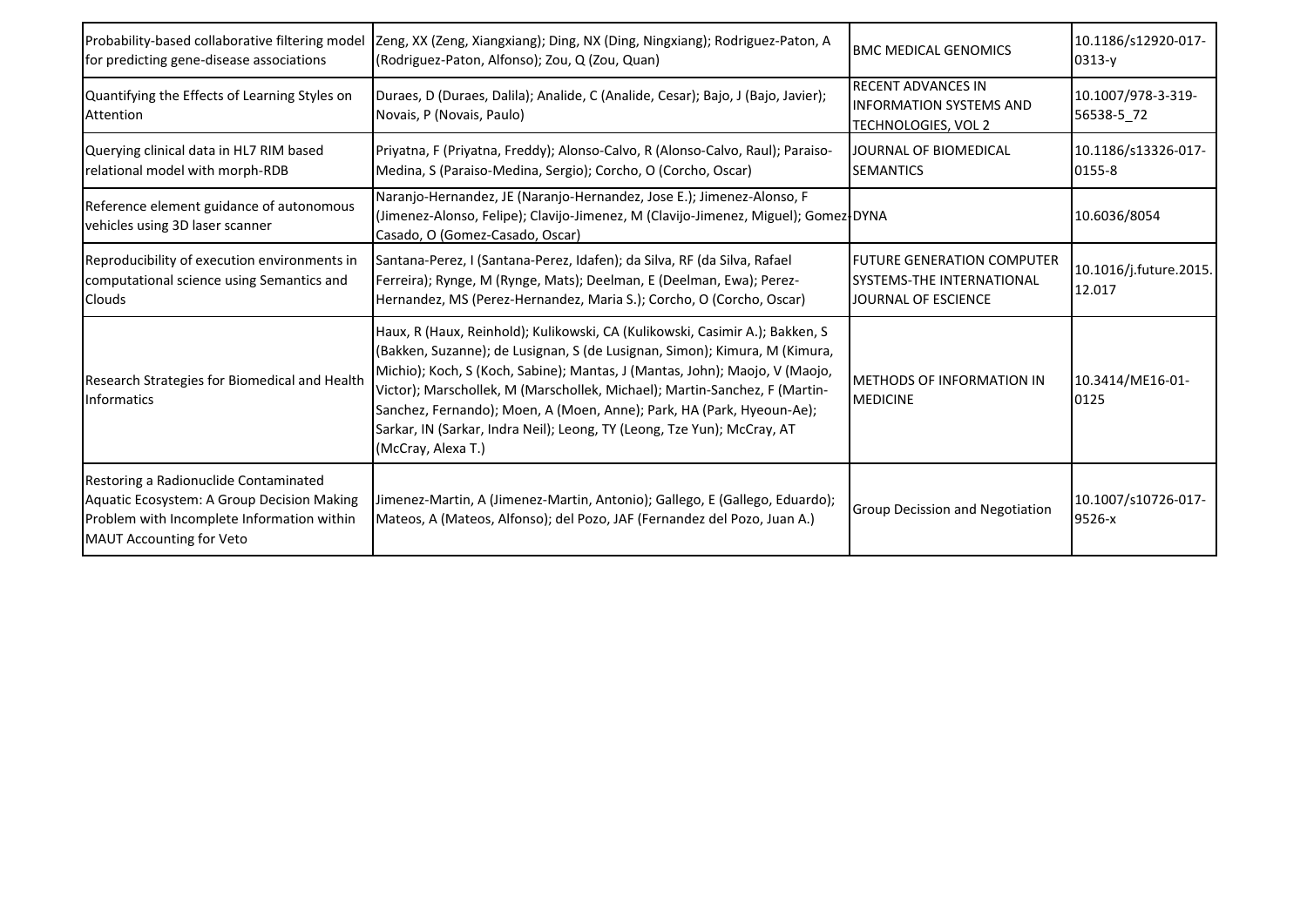| | | | |
|---|---|---|---|
| Probability-based collaborative filtering model for predicting gene-disease associations | Zeng, XX (Zeng, Xiangxiang); Ding, NX (Ding, Ningxiang); Rodriguez-Paton, A (Rodriguez-Paton, Alfonso); Zou, Q (Zou, Quan) | BMC MEDICAL GENOMICS | 10.1186/s12920-017-0313-y |
| Quantifying the Effects of Learning Styles on Attention | Duraes, D (Duraes, Dalila); Analide, C (Analide, Cesar); Bajo, J (Bajo, Javier); Novais, P (Novais, Paulo) | RECENT ADVANCES IN INFORMATION SYSTEMS AND TECHNOLOGIES, VOL 2 | 10.1007/978-3-319-56538-5_72 |
| Querying clinical data in HL7 RIM based relational model with morph-RDB | Priyatna, F (Priyatna, Freddy); Alonso-Calvo, R (Alonso-Calvo, Raul); Paraiso-Medina, S (Paraiso-Medina, Sergio); Corcho, O (Corcho, Oscar) | JOURNAL OF BIOMEDICAL SEMANTICS | 10.1186/s13326-017-0155-8 |
| Reference element guidance of autonomous vehicles using 3D laser scanner | Naranjo-Hernandez, JE (Naranjo-Hernandez, Jose E.); Jimenez-Alonso, F (Jimenez-Alonso, Felipe); Clavijo-Jimenez, M (Clavijo-Jimenez, Miguel); Gomez-Casado, O (Gomez-Casado, Oscar) | DYNA | 10.6036/8054 |
| Reproducibility of execution environments in computational science using Semantics and Clouds | Santana-Perez, I (Santana-Perez, Idafen); da Silva, RF (da Silva, Rafael Ferreira); Rynge, M (Rynge, Mats); Deelman, E (Deelman, Ewa); Perez-Hernandez, MS (Perez-Hernandez, Maria S.); Corcho, O (Corcho, Oscar) | FUTURE GENERATION COMPUTER SYSTEMS-THE INTERNATIONAL JOURNAL OF ESCIENCE | 10.1016/j.future.2015.12.017 |
| Research Strategies for Biomedical and Health Informatics | Haux, R (Haux, Reinhold); Kulikowski, CA (Kulikowski, Casimir A.); Bakken, S (Bakken, Suzanne); de Lusignan, S (de Lusignan, Simon); Kimura, M (Kimura, Michio); Koch, S (Koch, Sabine); Mantas, J (Mantas, John); Maojo, V (Maojo, Victor); Marschollek, M (Marschollek, Michael); Martin-Sanchez, F (Martin-Sanchez, Fernando); Moen, A (Moen, Anne); Park, HA (Park, Hyeoun-Ae); Sarkar, IN (Sarkar, Indra Neil); Leong, TY (Leong, Tze Yun); McCray, AT (McCray, Alexa T.) | METHODS OF INFORMATION IN MEDICINE | 10.3414/ME16-01-0125 |
| Restoring a Radionuclide Contaminated Aquatic Ecosystem: A Group Decision Making Problem with Incomplete Information within MAUT Accounting for Veto | Jimenez-Martin, A (Jimenez-Martin, Antonio); Gallego, E (Gallego, Eduardo); Mateos, A (Mateos, Alfonso); del Pozo, JAF (Fernandez del Pozo, Juan A.) | Group Decission and Negotiation | 10.1007/s10726-017-9526-x |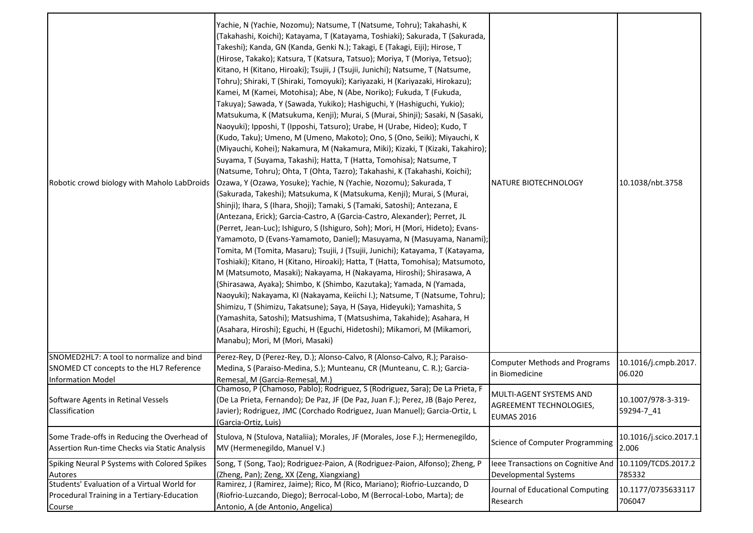| | | | |
|---|---|---|---|
| Robotic crowd biology with Maholo LabDroids | Yachie, N (Yachie, Nozomu); Natsume, T (Natsume, Tohru); Takahashi, K (Takahashi, Koichi); Katayama, T (Katayama, Toshiaki); Sakurada, T (Sakurada, Takeshi); Kanda, GN (Kanda, Genki N.); Takagi, E (Takagi, Eiji); Hirose, T (Hirose, Takako); Katsura, T (Katsura, Tatsuo); Moriya, T (Moriya, Tetsuo); Kitano, H (Kitano, Hiroaki); Tsujii, J (Tsujii, Junichi); Natsume, T (Natsume, Tohru); Shiraki, T (Shiraki, Tomoyuki); Kariyazaki, H (Kariyazaki, Hirokazu); Kamei, M (Kamei, Motohisa); Abe, N (Abe, Noriko); Fukuda, T (Fukuda, Takuya); Sawada, Y (Sawada, Yukiko); Hashiguchi, Y (Hashiguchi, Yukio); Matsukuma, K (Matsukuma, Kenji); Murai, S (Murai, Shinji); Sasaki, N (Sasaki, Naoyuki); Ipposhi, T (Ipposhi, Tatsuro); Urabe, H (Urabe, Hideo); Kudo, T (Kudo, Taku); Umeno, M (Umeno, Makoto); Ono, S (Ono, Seiki); Miyauchi, K (Miyauchi, Kohei); Nakamura, M (Nakamura, Miki); Kizaki, T (Kizaki, Takahiro); Suyama, T (Suyama, Takashi); Hatta, T (Hatta, Tomohisa); Natsume, T (Natsume, Tohru); Ohta, T (Ohta, Tazro); Takahashi, K (Takahashi, Koichi); Ozawa, Y (Ozawa, Yosuke); Yachie, N (Yachie, Nozomu); Sakurada, T (Sakurada, Takeshi); Matsukuma, K (Matsukuma, Kenji); Murai, S (Murai, Shinji); Ihara, S (Ihara, Shoji); Tamaki, S (Tamaki, Satoshi); Antezana, E (Antezana, Erick); Garcia-Castro, A (Garcia-Castro, Alexander); Perret, JL (Perret, Jean-Luc); Ishiguro, S (Ishiguro, Soh); Mori, H (Mori, Hideto); Evans-Yamamoto, D (Evans-Yamamoto, Daniel); Masuyama, N (Masuyama, Nanami); Tomita, M (Tomita, Masaru); Tsujii, J (Tsujii, Junichi); Katayama, T (Katayama, Toshiaki); Kitano, H (Kitano, Hiroaki); Hatta, T (Hatta, Tomohisa); Matsumoto, M (Matsumoto, Masaki); Nakayama, H (Nakayama, Hiroshi); Shirasawa, A (Shirasawa, Ayaka); Shimbo, K (Shimbo, Kazutaka); Yamada, N (Yamada, Naoyuki); Nakayama, KI (Nakayama, Keiichi I.); Natsume, T (Natsume, Tohru); Shimizu, T (Shimizu, Takatsune); Saya, H (Saya, Hideyuki); Yamashita, S (Yamashita, Satoshi); Matsushima, T (Matsushima, Takahide); Asahara, H (Asahara, Hiroshi); Eguchi, H (Eguchi, Hidetoshi); Mikamori, M (Mikamori, Manabu); Mori, M (Mori, Masaki) | NATURE BIOTECHNOLOGY | 10.1038/nbt.3758 |
| SNOMED2HL7: A tool to normalize and bind SNOMED CT concepts to the HL7 Reference Information Model | Perez-Rey, D (Perez-Rey, D.); Alonso-Calvo, R (Alonso-Calvo, R.); Paraiso-Medina, S (Paraiso-Medina, S.); Munteanu, CR (Munteanu, C. R.); Garcia-Remesal, M (Garcia-Remesal, M.) | Computer Methods and Programs in Biomedicine | 10.1016/j.cmpb.2017.06.020 |
| Software Agents in Retinal Vessels Classification | Chamoso, P (Chamoso, Pablo); Rodriguez, S (Rodriguez, Sara); De La Prieta, F (De La Prieta, Fernando); De Paz, JF (De Paz, Juan F.); Perez, JB (Bajo Perez, Javier); Rodriguez, JMC (Corchado Rodriguez, Juan Manuel); Garcia-Ortiz, L (Garcia-Ortiz, Luis) | MULTI-AGENT SYSTEMS AND AGREEMENT TECHNOLOGIES, EUMAS 2016 | 10.1007/978-3-319-59294-7_41 |
| Some Trade-offs in Reducing the Overhead of Assertion Run-time Checks via Static Analysis | Stulova, N (Stulova, Nataliia); Morales, JF (Morales, Jose F.); Hermenegildo, MV (Hermenegildo, Manuel V.) | Science of Computer Programming | 10.1016/j.scico.2017.12.006 |
| Spiking Neural P Systems with Colored Spikes Autores | Song, T (Song, Tao); Rodriguez-Paion, A (Rodriguez-Paion, Alfonso); Zheng, P (Zheng, Pan); Zeng, XX (Zeng, Xiangxiang) | Ieee Transactions on Cognitive And Developmental Systems | 10.1109/TCDS.2017.2785332 |
| Students' Evaluation of a Virtual World for Procedural Training in a Tertiary-Education Course | Ramirez, J (Ramirez, Jaime); Rico, M (Rico, Mariano); Riofrio-Luzcando, D (Riofrio-Luzcando, Diego); Berrocal-Lobo, M (Berrocal-Lobo, Marta); de Antonio, A (de Antonio, Angelica) | Journal of Educational Computing Research | 10.1177/0735633117706047 |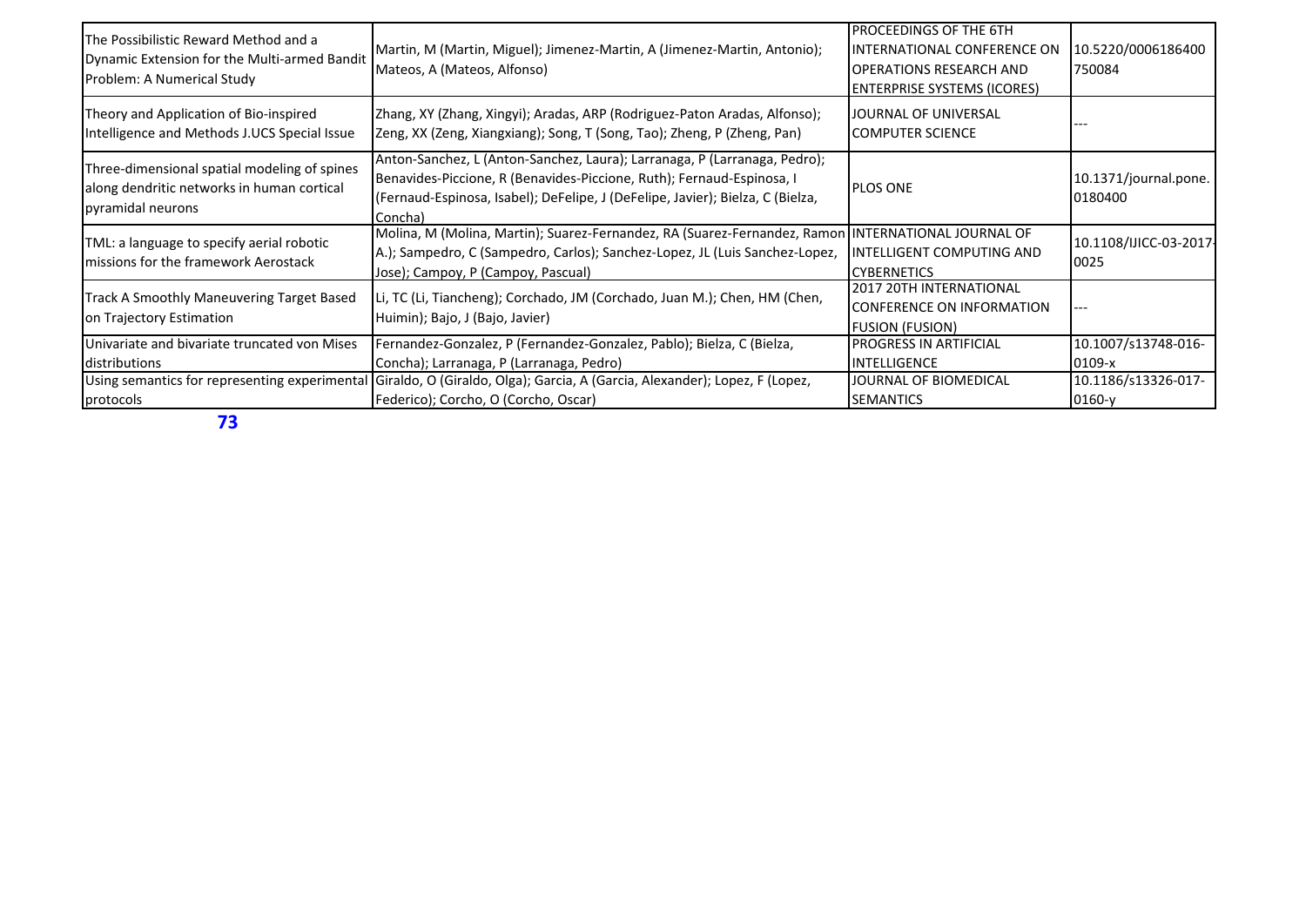| | | | |
|---|---|---|---|
| The Possibilistic Reward Method and a Dynamic Extension for the Multi-armed Bandit Problem: A Numerical Study | Martin, M (Martin, Miguel); Jimenez-Martin, A (Jimenez-Martin, Antonio); Mateos, A (Mateos, Alfonso) | PROCEEDINGS OF THE 6TH INTERNATIONAL CONFERENCE ON OPERATIONS RESEARCH AND ENTERPRISE SYSTEMS (ICORES) | 10.5220/0006186400750084 |
| Theory and Application of Bio-inspired Intelligence and Methods J.UCS Special Issue | Zhang, XY (Zhang, Xingyi); Aradas, ARP (Rodriguez-Paton Aradas, Alfonso); Zeng, XX (Zeng, Xiangxiang); Song, T (Song, Tao); Zheng, P (Zheng, Pan) | JOURNAL OF UNIVERSAL COMPUTER SCIENCE | --- |
| Three-dimensional spatial modeling of spines along dendritic networks in human cortical pyramidal neurons | Anton-Sanchez, L (Anton-Sanchez, Laura); Larranaga, P (Larranaga, Pedro); Benavides-Piccione, R (Benavides-Piccione, Ruth); Fernaud-Espinosa, I (Fernaud-Espinosa, Isabel); DeFelipe, J (DeFelipe, Javier); Bielza, C (Bielza, Concha) | PLOS ONE | 10.1371/journal.pone.0180400 |
| TML: a language to specify aerial robotic missions for the framework Aerostack | Molina, M (Molina, Martin); Suarez-Fernandez, RA (Suarez-Fernandez, Ramon A.); Sampedro, C (Sampedro, Carlos); Sanchez-Lopez, JL (Luis Sanchez-Lopez, Jose); Campoy, P (Campoy, Pascual) | INTERNATIONAL JOURNAL OF INTELLIGENT COMPUTING AND CYBERNETICS | 10.1108/IJICC-03-2017-0025 |
| Track A Smoothly Maneuvering Target Based on Trajectory Estimation | Li, TC (Li, Tiancheng); Corchado, JM (Corchado, Juan M.); Chen, HM (Chen, Huimin); Bajo, J (Bajo, Javier) | 2017 20TH INTERNATIONAL CONFERENCE ON INFORMATION FUSION (FUSION) | --- |
| Univariate and bivariate truncated von Mises distributions | Fernandez-Gonzalez, P (Fernandez-Gonzalez, Pablo); Bielza, C (Bielza, Concha); Larranaga, P (Larranaga, Pedro) | PROGRESS IN ARTIFICIAL INTELLIGENCE | 10.1007/s13748-016-0109-x |
| Using semantics for representing experimental protocols | Giraldo, O (Giraldo, Olga); Garcia, A (Garcia, Alexander); Lopez, F (Lopez, Federico); Corcho, O (Corcho, Oscar) | JOURNAL OF BIOMEDICAL SEMANTICS | 10.1186/s13326-017-0160-y |

**73**